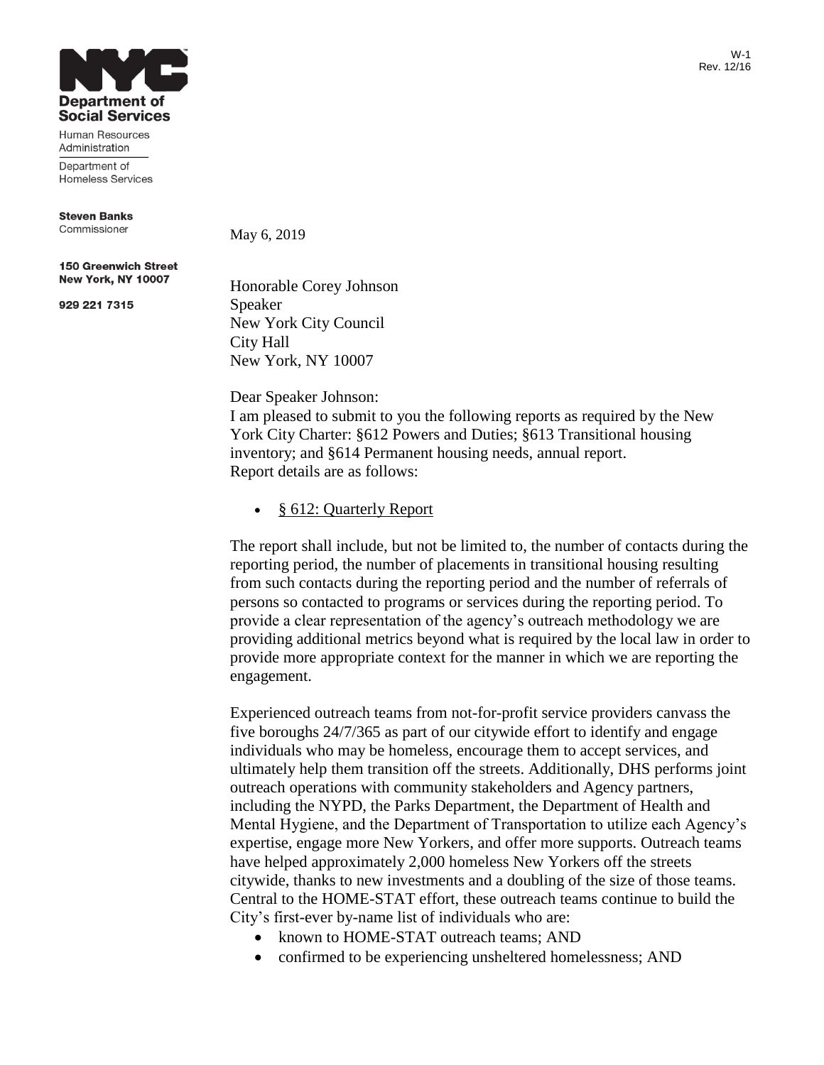W-1
Rev. 12/16

**Department of Social Services**

Human Resources Administration

Department of Homeless Services

**Steven Banks**
Commissioner

**150 Greenwich Street**
**New York, NY 10007**

**929 221 7315**

May 6, 2019

Honorable Corey Johnson
Speaker
New York City Council
City Hall
New York, NY 10007

Dear Speaker Johnson:

I am pleased to submit to you the following reports as required by the New York City Charter: §612 Powers and Duties; §613 Transitional housing inventory; and §614 Permanent housing needs, annual report.
Report details are as follows:

- § 612: Quarterly Report

The report shall include, but not be limited to, the number of contacts during the reporting period, the number of placements in transitional housing resulting from such contacts during the reporting period and the number of referrals of persons so contacted to programs or services during the reporting period. To provide a clear representation of the agency's outreach methodology we are providing additional metrics beyond what is required by the local law in order to provide more appropriate context for the manner in which we are reporting the engagement.

Experienced outreach teams from not-for-profit service providers canvass the five boroughs 24/7/365 as part of our citywide effort to identify and engage individuals who may be homeless, encourage them to accept services, and ultimately help them transition off the streets. Additionally, DHS performs joint outreach operations with community stakeholders and Agency partners, including the NYPD, the Parks Department, the Department of Health and Mental Hygiene, and the Department of Transportation to utilize each Agency's expertise, engage more New Yorkers, and offer more supports. Outreach teams have helped approximately 2,000 homeless New Yorkers off the streets citywide, thanks to new investments and a doubling of the size of those teams. Central to the HOME-STAT effort, these outreach teams continue to build the City's first-ever by-name list of individuals who are:

- known to HOME-STAT outreach teams; AND
- confirmed to be experiencing unsheltered homelessness; AND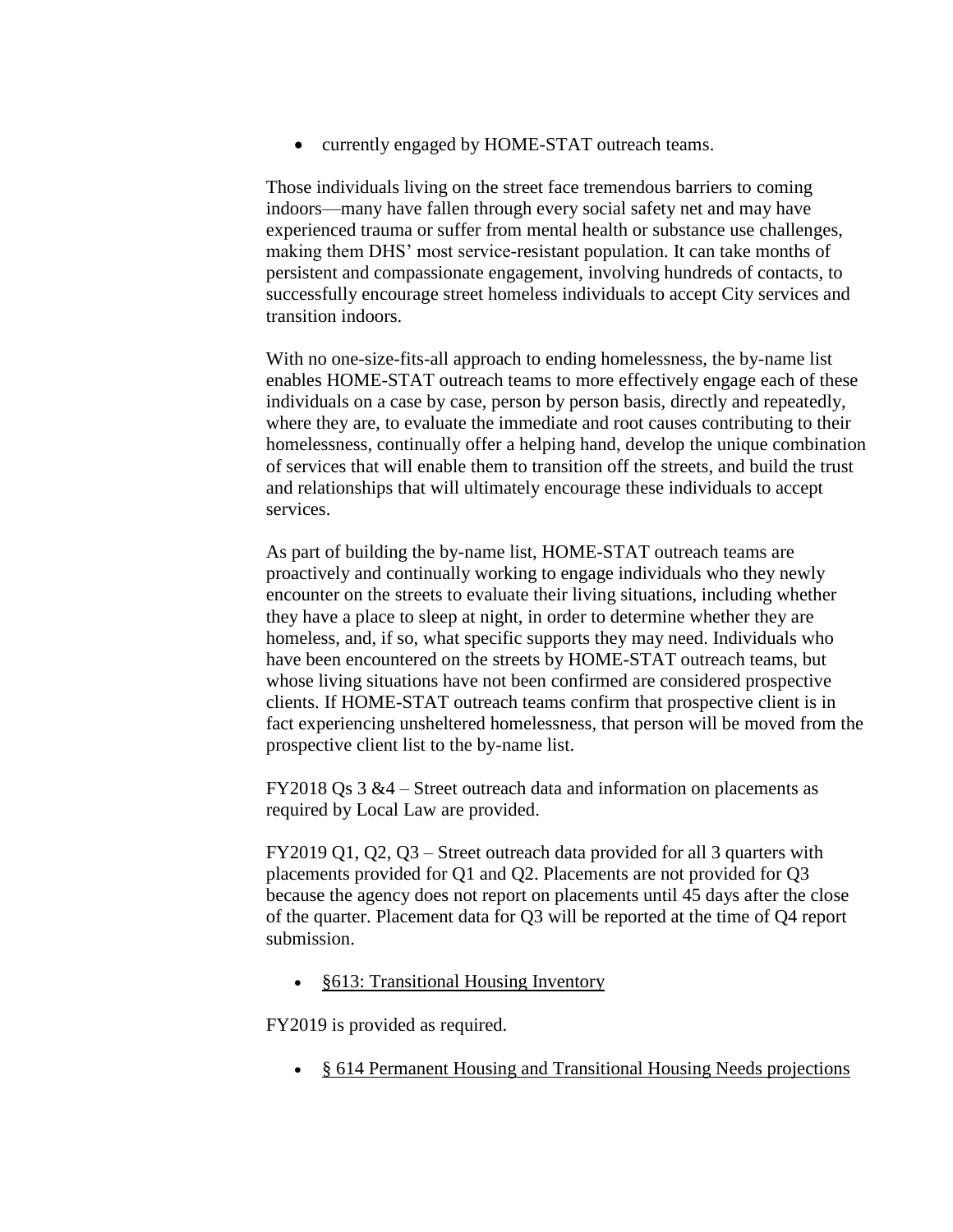- currently engaged by HOME-STAT outreach teams.

Those individuals living on the street face tremendous barriers to coming indoors—many have fallen through every social safety net and may have experienced trauma or suffer from mental health or substance use challenges, making them DHS' most service-resistant population. It can take months of persistent and compassionate engagement, involving hundreds of contacts, to successfully encourage street homeless individuals to accept City services and transition indoors.

With no one-size-fits-all approach to ending homelessness, the by-name list enables HOME-STAT outreach teams to more effectively engage each of these individuals on a case by case, person by person basis, directly and repeatedly, where they are, to evaluate the immediate and root causes contributing to their homelessness, continually offer a helping hand, develop the unique combination of services that will enable them to transition off the streets, and build the trust and relationships that will ultimately encourage these individuals to accept services.

As part of building the by-name list, HOME-STAT outreach teams are proactively and continually working to engage individuals who they newly encounter on the streets to evaluate their living situations, including whether they have a place to sleep at night, in order to determine whether they are homeless, and, if so, what specific supports they may need. Individuals who have been encountered on the streets by HOME-STAT outreach teams, but whose living situations have not been confirmed are considered prospective clients. If HOME-STAT outreach teams confirm that prospective client is in fact experiencing unsheltered homelessness, that person will be moved from the prospective client list to the by-name list.

FY2018 Qs 3 &4 – Street outreach data and information on placements as required by Local Law are provided.

FY2019 Q1, Q2, Q3 – Street outreach data provided for all 3 quarters with placements provided for Q1 and Q2. Placements are not provided for Q3 because the agency does not report on placements until 45 days after the close of the quarter. Placement data for Q3 will be reported at the time of Q4 report submission.

- §613: Transitional Housing Inventory

FY2019 is provided as required.

- § 614 Permanent Housing and Transitional Housing Needs projections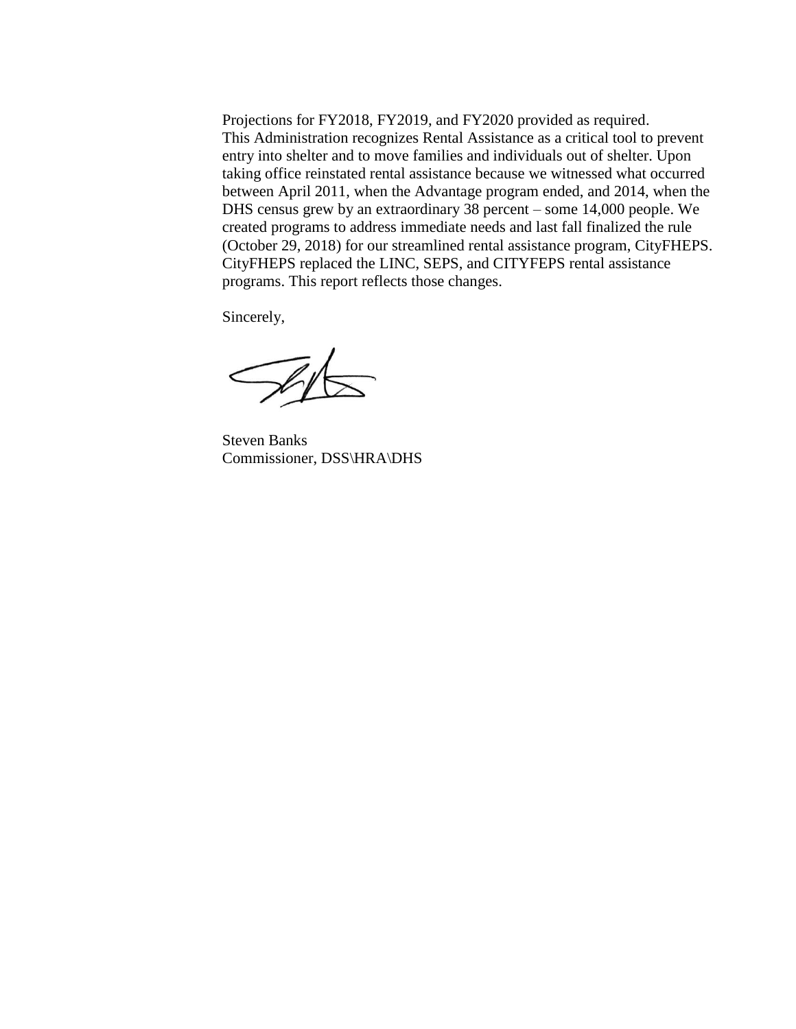Projections for FY2018, FY2019, and FY2020 provided as required.
This Administration recognizes Rental Assistance as a critical tool to prevent entry into shelter and to move families and individuals out of shelter. Upon taking office reinstated rental assistance because we witnessed what occurred between April 2011, when the Advantage program ended, and 2014, when the DHS census grew by an extraordinary 38 percent – some 14,000 people. We created programs to address immediate needs and last fall finalized the rule (October 29, 2018) for our streamlined rental assistance program, CityFHEPS. CityFHEPS replaced the LINC, SEPS, and CITYFEPS rental assistance programs. This report reflects those changes.

Sincerely,

Steven Banks
Commissioner, DSS\HRA\DHS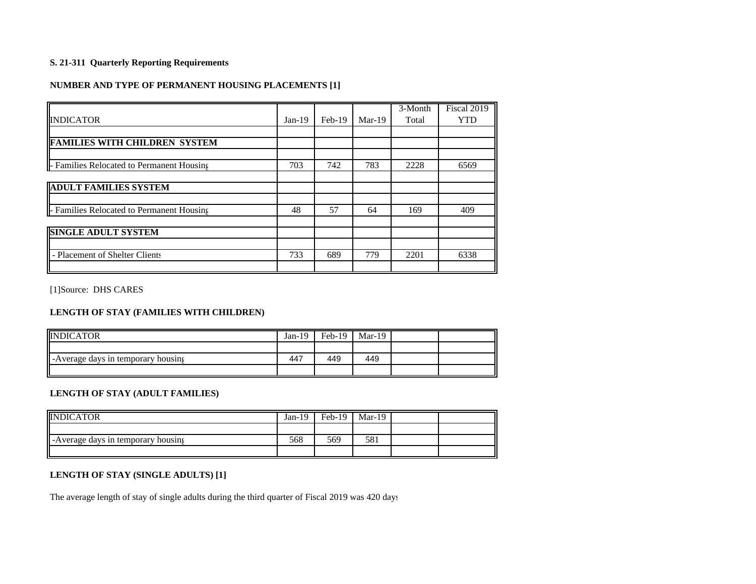**S. 21-311 Quarterly Reporting Requirements**

**NUMBER AND TYPE OF PERMANENT HOUSING PLACEMENTS [1]**

| INDICATOR | Jan-19 | Feb-19 | Mar-19 | 3-Month Total | Fiscal 2019 YTD |
|---|---|---|---|---|---|
| **FAMILIES WITH CHILDREN SYSTEM** | | | | | |
| - Families Relocated to Permanent Housing | 703 | 742 | 783 | 2228 | 6569 |
| **ADULT FAMILIES SYSTEM** | | | | | |
| - Families Relocated to Permanent Housing | 48 | 57 | 64 | 169 | 409 |
| **SINGLE ADULT SYSTEM** | | | | | |
| - Placement of Shelter Clients | 733 | 689 | 779 | 2201 | 6338 |

[1]Source: DHS CARES

**LENGTH OF STAY (FAMILIES WITH CHILDREN)**

| INDICATOR | Jan-19 | Feb-19 | Mar-19 | | |
|---|---|---|---|---|---|
| -Average days in temporary housing | 447 | 449 | 449 | | |

**LENGTH OF STAY (ADULT FAMILIES)**

| INDICATOR | Jan-19 | Feb-19 | Mar-19 | | |
|---|---|---|---|---|---|
| -Average days in temporary housing | 568 | 569 | 581 | | |

**LENGTH OF STAY (SINGLE ADULTS) [1]**

The average length of stay of single adults during the third quarter of Fiscal 2019 was 420 days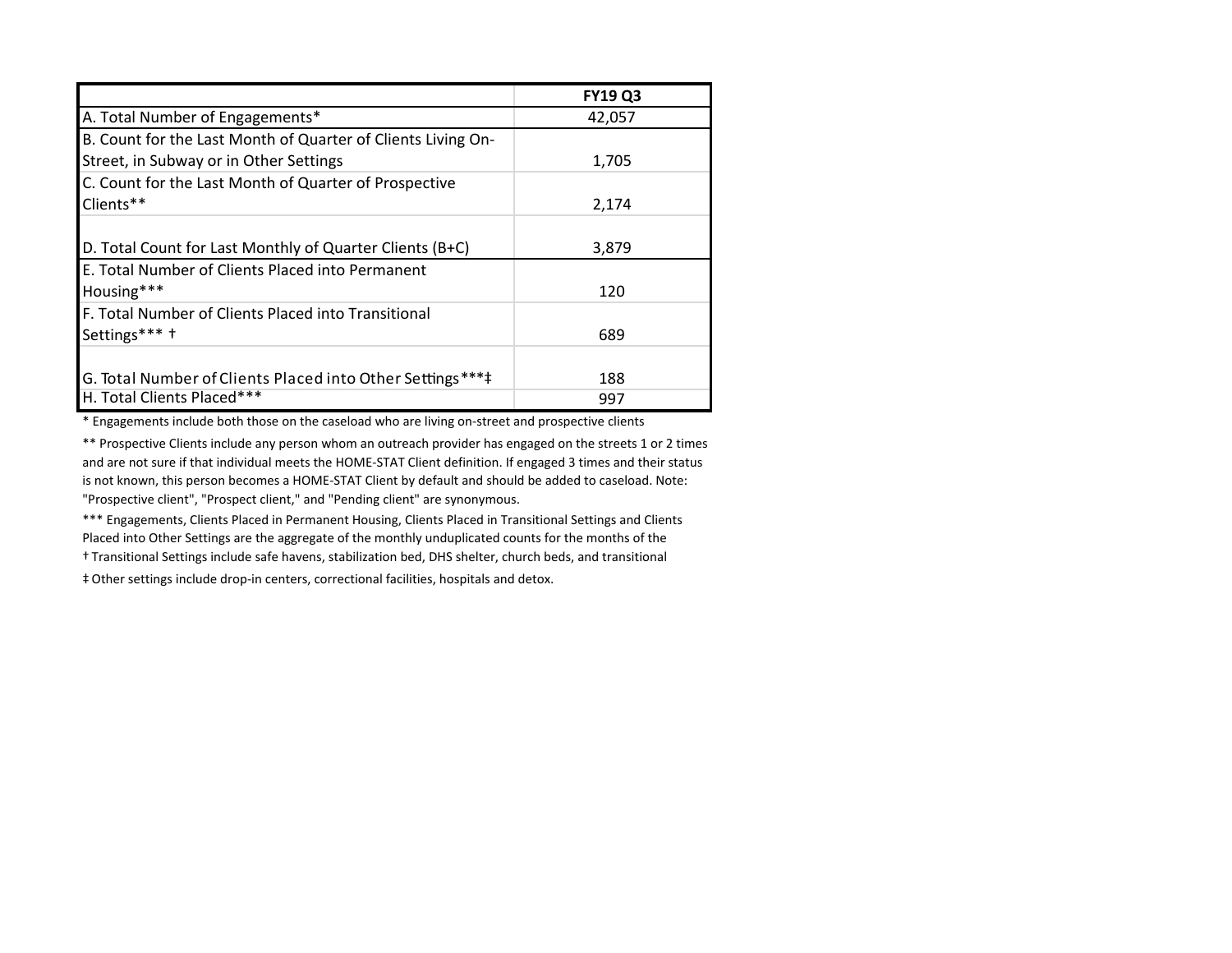| | FY19 Q3 |
|---|---|
| A. Total Number of Engagements* | 42,057 |
| B. Count for the Last Month of Quarter of Clients Living On-Street, in Subway or in Other Settings | 1,705 |
| C. Count for the Last Month of Quarter of Prospective Clients** | 2,174 |
| D. Total Count for Last Monthly of Quarter Clients (B+C) | 3,879 |
| E. Total Number of Clients Placed into Permanent Housing*** | 120 |
| F. Total Number of Clients Placed into Transitional Settings*** † | 689 |
| G. Total Number of Clients Placed into Other Settings***‡ | 188 |
| H. Total Clients Placed*** | 997 |

* Engagements include both those on the caseload who are living on-street and prospective clients

** Prospective Clients include any person whom an outreach provider has engaged on the streets 1 or 2 times and are not sure if that individual meets the HOME-STAT Client definition. If engaged 3 times and their status is not known, this person becomes a HOME-STAT Client by default and should be added to caseload. Note: "Prospective client", "Prospect client," and "Pending client" are synonymous.

*** Engagements, Clients Placed in Permanent Housing, Clients Placed in Transitional Settings and Clients Placed into Other Settings are the aggregate of the monthly unduplicated counts for the months of the

† Transitional Settings include safe havens, stabilization bed, DHS shelter, church beds, and transitional

‡ Other settings include drop-in centers, correctional facilities, hospitals and detox.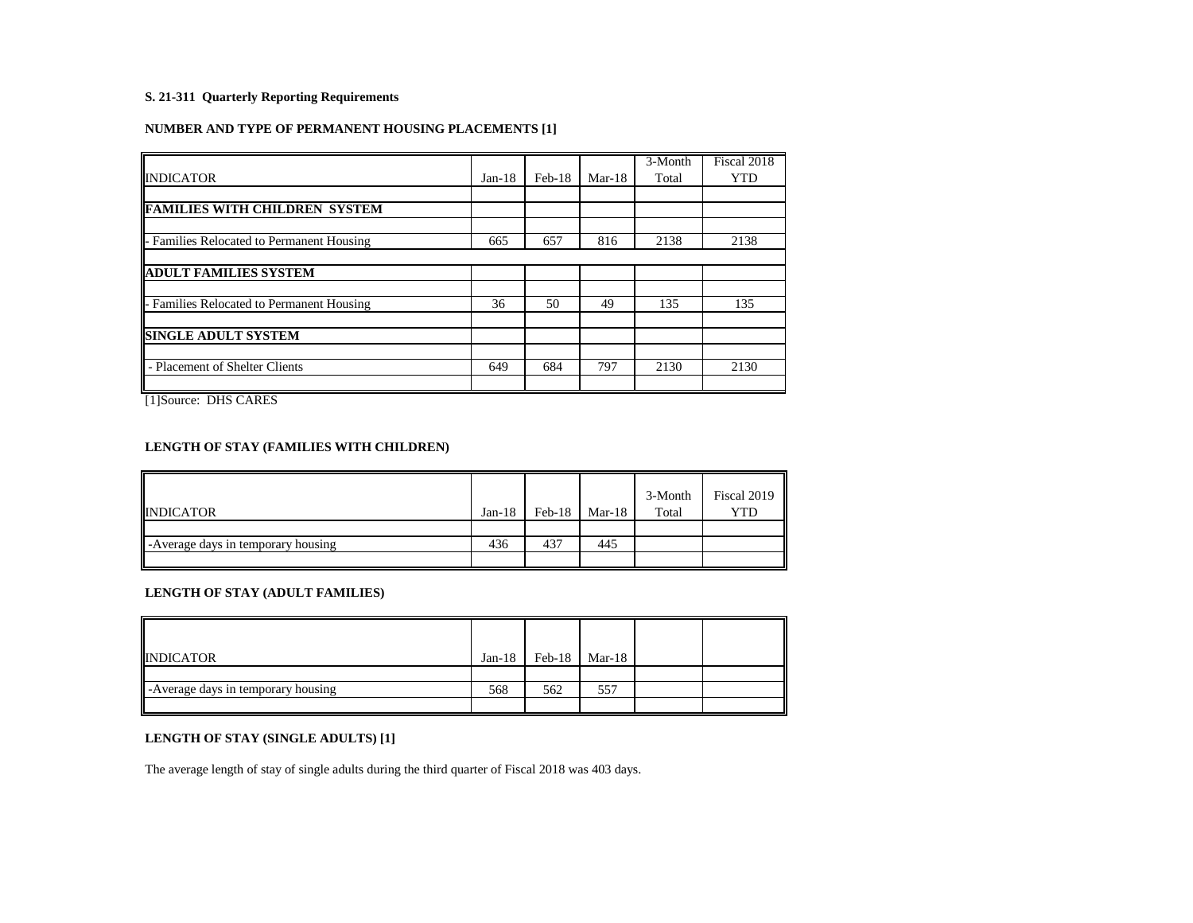**S. 21-311 Quarterly Reporting Requirements**

**NUMBER AND TYPE OF PERMANENT HOUSING PLACEMENTS [1]**

| INDICATOR | Jan-18 | Feb-18 | Mar-18 | 3-Month Total | Fiscal 2018 YTD |
|---|---|---|---|---|---|
| | | | | | |
| **FAMILIES WITH CHILDREN SYSTEM** | | | | | |
| | | | | | |
| - Families Relocated to Permanent Housing | 665 | 657 | 816 | 2138 | 2138 |
| | | | | | |
| **ADULT FAMILIES SYSTEM** | | | | | |
| | | | | | |
| - Families Relocated to Permanent Housing | 36 | 50 | 49 | 135 | 135 |
| | | | | | |
| **SINGLE ADULT SYSTEM** | | | | | |
| | | | | | |
| - Placement of Shelter Clients | 649 | 684 | 797 | 2130 | 2130 |
| | | | | | |

[1]Source: DHS CARES

**LENGTH OF STAY (FAMILIES WITH CHILDREN)**

| INDICATOR | Jan-18 | Feb-18 | Mar-18 | 3-Month Total | Fiscal 2019 YTD |
|---|---|---|---|---|---|
| | | | | | |
| -Average days in temporary housing | 436 | 437 | 445 | | |
| | | | | | |

**LENGTH OF STAY (ADULT FAMILIES)**

| INDICATOR | Jan-18 | Feb-18 | Mar-18 | | |
|---|---|---|---|---|---|
| | | | | | |
| -Average days in temporary housing | 568 | 562 | 557 | | |
| | | | | | |

**LENGTH OF STAY (SINGLE ADULTS) [1]**

The average length of stay of single adults during the third quarter of Fiscal 2018 was 403 days.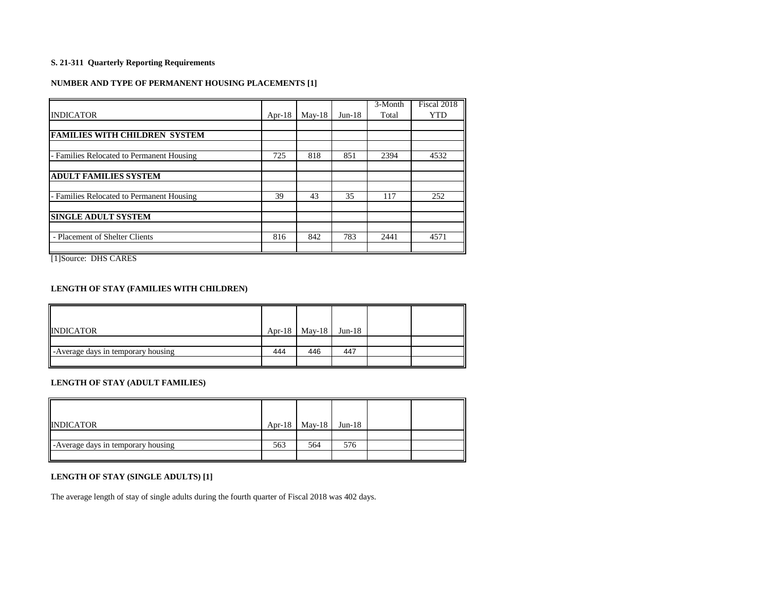**S. 21-311 Quarterly Reporting Requirements**

**NUMBER AND TYPE OF PERMANENT HOUSING PLACEMENTS [1]**

| INDICATOR | Apr-18 | May-18 | Jun-18 | 3-Month Total | Fiscal 2018 YTD |
|---|---|---|---|---|---|
| | | | | | |
| **FAMILIES WITH CHILDREN SYSTEM** | | | | | |
| | | | | | |
| - Families Relocated to Permanent Housing | 725 | 818 | 851 | 2394 | 4532 |
| | | | | | |
| **ADULT FAMILIES SYSTEM** | | | | | |
| | | | | | |
| - Families Relocated to Permanent Housing | 39 | 43 | 35 | 117 | 252 |
| | | | | | |
| **SINGLE ADULT SYSTEM** | | | | | |
| | | | | | |
| - Placement of Shelter Clients | 816 | 842 | 783 | 2441 | 4571 |
| | | | | | |

[1]Source: DHS CARES

**LENGTH OF STAY (FAMILIES WITH CHILDREN)**

| INDICATOR | Apr-18 | May-18 | Jun-18 | | |
|---|---|---|---|---|---|
| | | | | | |
| -Average days in temporary housing | 444 | 446 | 447 | | |
| | | | | | |

**LENGTH OF STAY (ADULT FAMILIES)**

| INDICATOR | Apr-18 | May-18 | Jun-18 | | |
|---|---|---|---|---|---|
| | | | | | |
| -Average days in temporary housing | 563 | 564 | 576 | | |
| | | | | | |

**LENGTH OF STAY (SINGLE ADULTS) [1]**

The average length of stay of single adults during the fourth quarter of Fiscal 2018 was 402 days.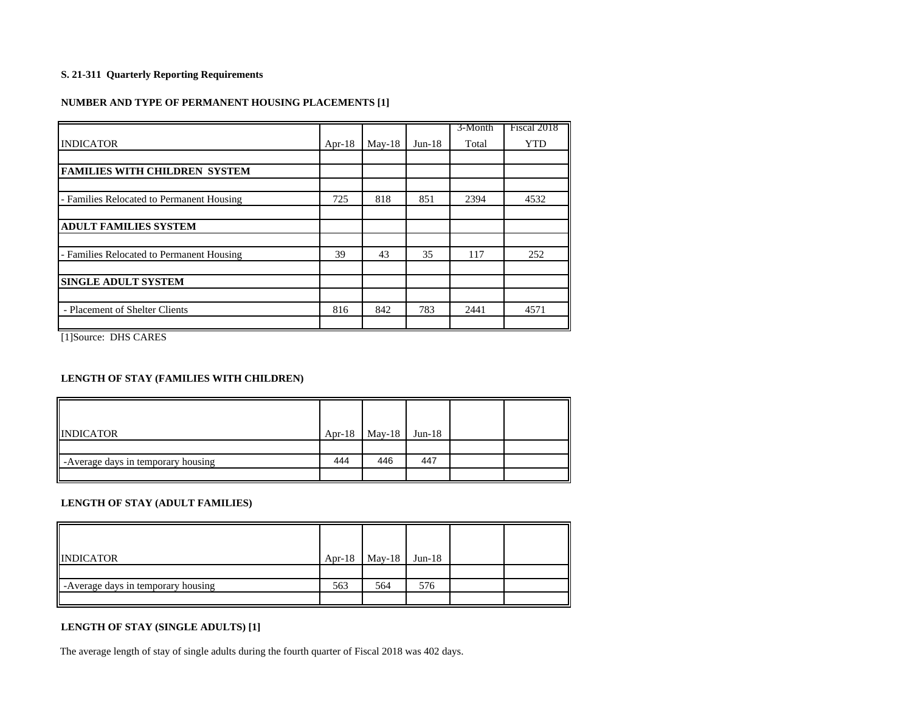**S. 21-311 Quarterly Reporting Requirements**

**NUMBER AND TYPE OF PERMANENT HOUSING PLACEMENTS [1]**

| INDICATOR | Apr-18 | May-18 | Jun-18 | 3-Month Total | Fiscal 2018 YTD |
|---|---|---|---|---|---|
| **FAMILIES WITH CHILDREN SYSTEM** | | | | | |
| - Families Relocated to Permanent Housing | 725 | 818 | 851 | 2394 | 4532 |
| **ADULT FAMILIES SYSTEM** | | | | | |
| - Families Relocated to Permanent Housing | 39 | 43 | 35 | 117 | 252 |
| **SINGLE ADULT SYSTEM** | | | | | |
| - Placement of Shelter Clients | 816 | 842 | 783 | 2441 | 4571 |

[1]Source: DHS CARES

**LENGTH OF STAY (FAMILIES WITH CHILDREN)**

| INDICATOR | Apr-18 | May-18 | Jun-18 | | |
|---|---|---|---|---|---|
| -Average days in temporary housing | 444 | 446 | 447 | | |

**LENGTH OF STAY (ADULT FAMILIES)**

| INDICATOR | Apr-18 | May-18 | Jun-18 | | |
|---|---|---|---|---|---|
| -Average days in temporary housing | 563 | 564 | 576 | | |

**LENGTH OF STAY (SINGLE ADULTS) [1]**

The average length of stay of single adults during the fourth quarter of Fiscal 2018 was 402 days.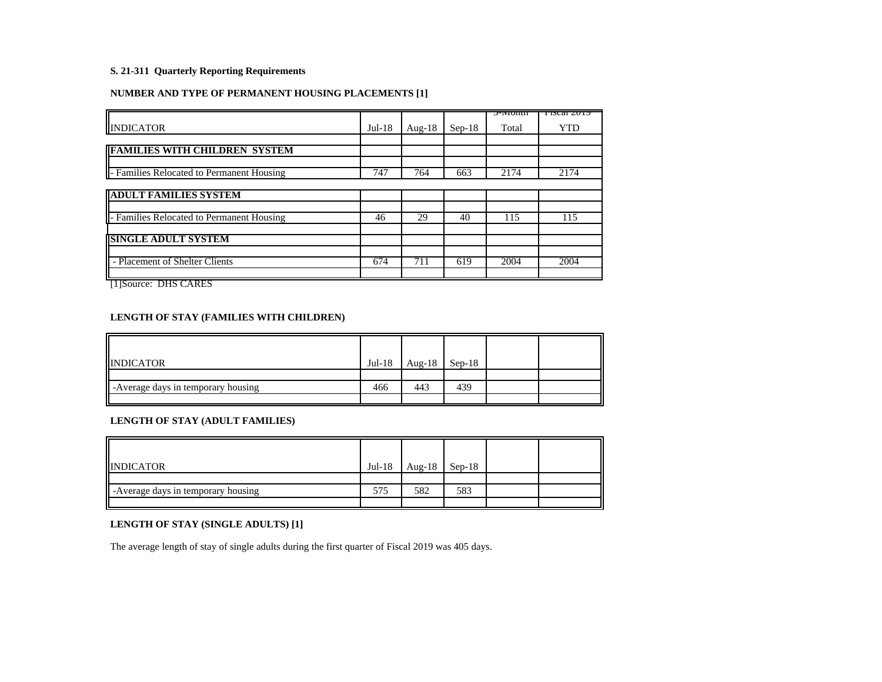**S. 21-311 Quarterly Reporting Requirements**

**NUMBER AND TYPE OF PERMANENT HOUSING PLACEMENTS [1]**

| INDICATOR | Jul-18 | Aug-18 | Sep-18 | 3-Month Total | Fiscal 2019 YTD |
|---|---|---|---|---|---|
| **FAMILIES WITH CHILDREN SYSTEM** | | | | | |
| - Families Relocated to Permanent Housing | 747 | 764 | 663 | 2174 | 2174 |
| **ADULT FAMILIES SYSTEM** | | | | | |
| - Families Relocated to Permanent Housing | 46 | 29 | 40 | 115 | 115 |
| **SINGLE ADULT SYSTEM** | | | | | |
| - Placement of Shelter Clients | 674 | 711 | 619 | 2004 | 2004 |

[1]Source: DHS CARES

**LENGTH OF STAY (FAMILIES WITH CHILDREN)**

| INDICATOR | Jul-18 | Aug-18 | Sep-18 | | |
|---|---|---|---|---|---|
| -Average days in temporary housing | 466 | 443 | 439 | | |

**LENGTH OF STAY (ADULT FAMILIES)**

| INDICATOR | Jul-18 | Aug-18 | Sep-18 | | |
|---|---|---|---|---|---|
| -Average days in temporary housing | 575 | 582 | 583 | | |

**LENGTH OF STAY (SINGLE ADULTS) [1]**

The average length of stay of single adults during the first quarter of Fiscal 2019 was 405 days.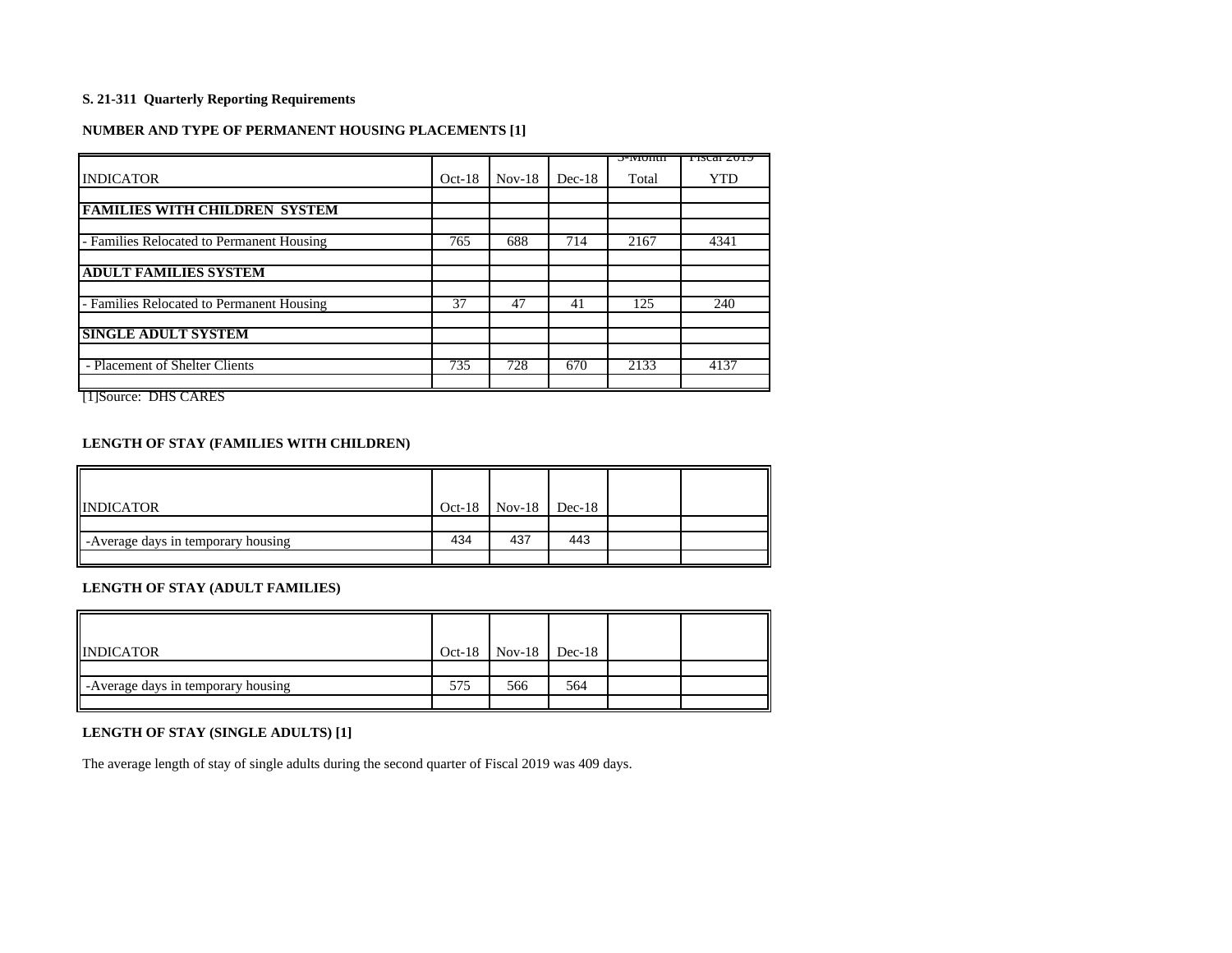**S. 21-311 Quarterly Reporting Requirements**

**NUMBER AND TYPE OF PERMANENT HOUSING PLACEMENTS [1]**

| INDICATOR | Oct-18 | Nov-18 | Dec-18 | 3-Month Total | Fiscal 2019 YTD |
|---|---|---|---|---|---|
| **FAMILIES WITH CHILDREN SYSTEM** | | | | | |
| - Families Relocated to Permanent Housing | 765 | 688 | 714 | 2167 | 4341 |
| **ADULT FAMILIES SYSTEM** | | | | | |
| - Families Relocated to Permanent Housing | 37 | 47 | 41 | 125 | 240 |
| **SINGLE ADULT SYSTEM** | | | | | |
| - Placement of Shelter Clients | 735 | 728 | 670 | 2133 | 4137 |

[1]Source: DHS CARES

**LENGTH OF STAY (FAMILIES WITH CHILDREN)**

| INDICATOR | Oct-18 | Nov-18 | Dec-18 | | |
|---|---|---|---|---|---|
| -Average days in temporary housing | 434 | 437 | 443 | | |

**LENGTH OF STAY (ADULT FAMILIES)**

| INDICATOR | Oct-18 | Nov-18 | Dec-18 | | |
|---|---|---|---|---|---|
| -Average days in temporary housing | 575 | 566 | 564 | | |

**LENGTH OF STAY (SINGLE ADULTS) [1]**

The average length of stay of single adults during the second quarter of Fiscal 2019 was 409 days.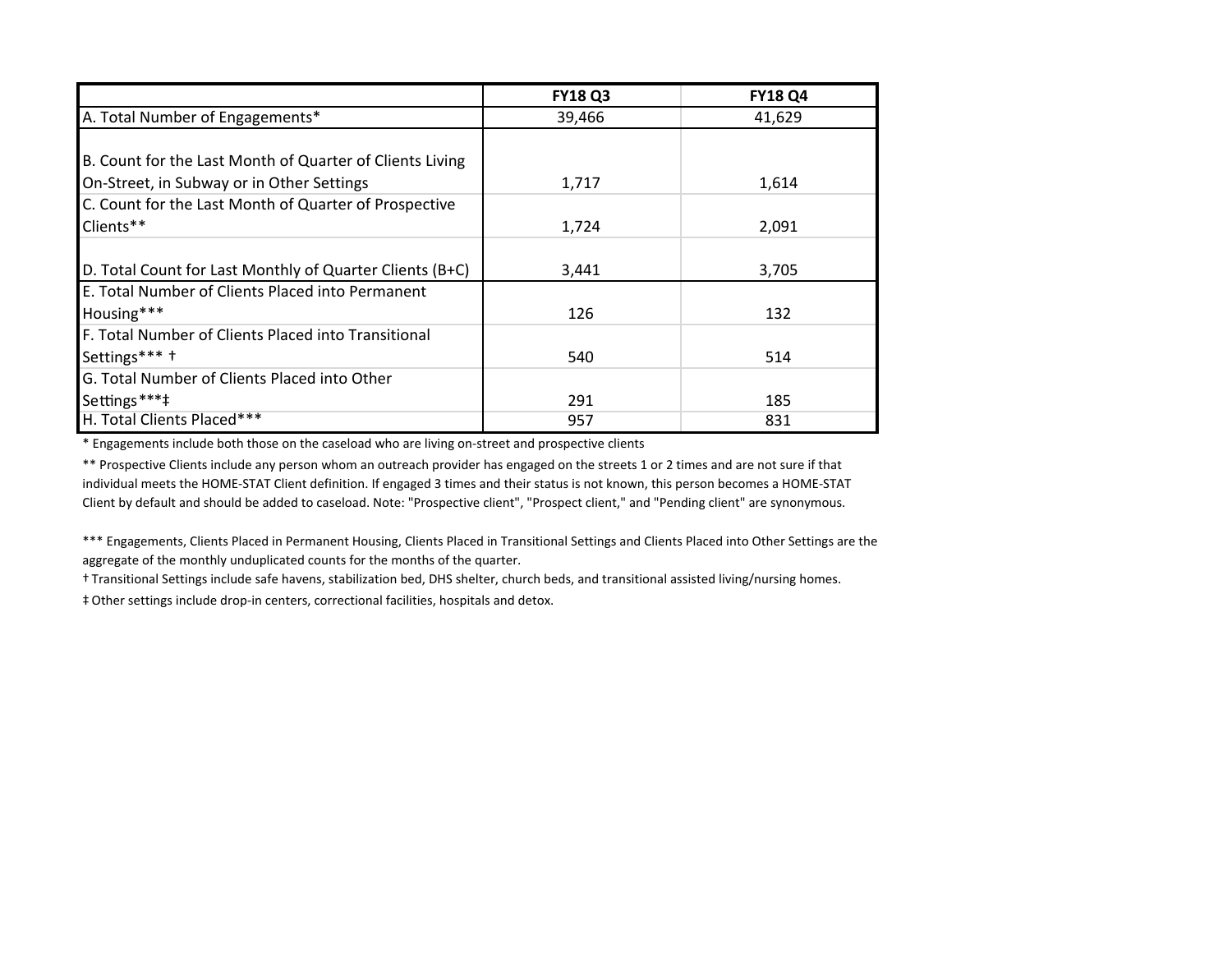| | FY18 Q3 | FY18 Q4 |
|---|---|---|
| A. Total Number of Engagements* | 39,466 | 41,629 |
| B. Count for the Last Month of Quarter of Clients Living On-Street, in Subway or in Other Settings | 1,717 | 1,614 |
| C. Count for the Last Month of Quarter of Prospective Clients** | 1,724 | 2,091 |
| D. Total Count for Last Monthly of Quarter Clients (B+C) | 3,441 | 3,705 |
| E. Total Number of Clients Placed into Permanent Housing*** | 126 | 132 |
| F. Total Number of Clients Placed into Transitional Settings*** † | 540 | 514 |
| G. Total Number of Clients Placed into Other Settings***‡ | 291 | 185 |
| H. Total Clients Placed*** | 957 | 831 |

* Engagements include both those on the caseload who are living on-street and prospective clients

** Prospective Clients include any person whom an outreach provider has engaged on the streets 1 or 2 times and are not sure if that individual meets the HOME-STAT Client definition. If engaged 3 times and their status is not known, this person becomes a HOME-STAT Client by default and should be added to caseload. Note: "Prospective client", "Prospect client," and "Pending client" are synonymous.

*** Engagements, Clients Placed in Permanent Housing, Clients Placed in Transitional Settings and Clients Placed into Other Settings are the aggregate of the monthly unduplicated counts for the months of the quarter.

† Transitional Settings include safe havens, stabilization bed, DHS shelter, church beds, and transitional assisted living/nursing homes.

‡ Other settings include drop-in centers, correctional facilities, hospitals and detox.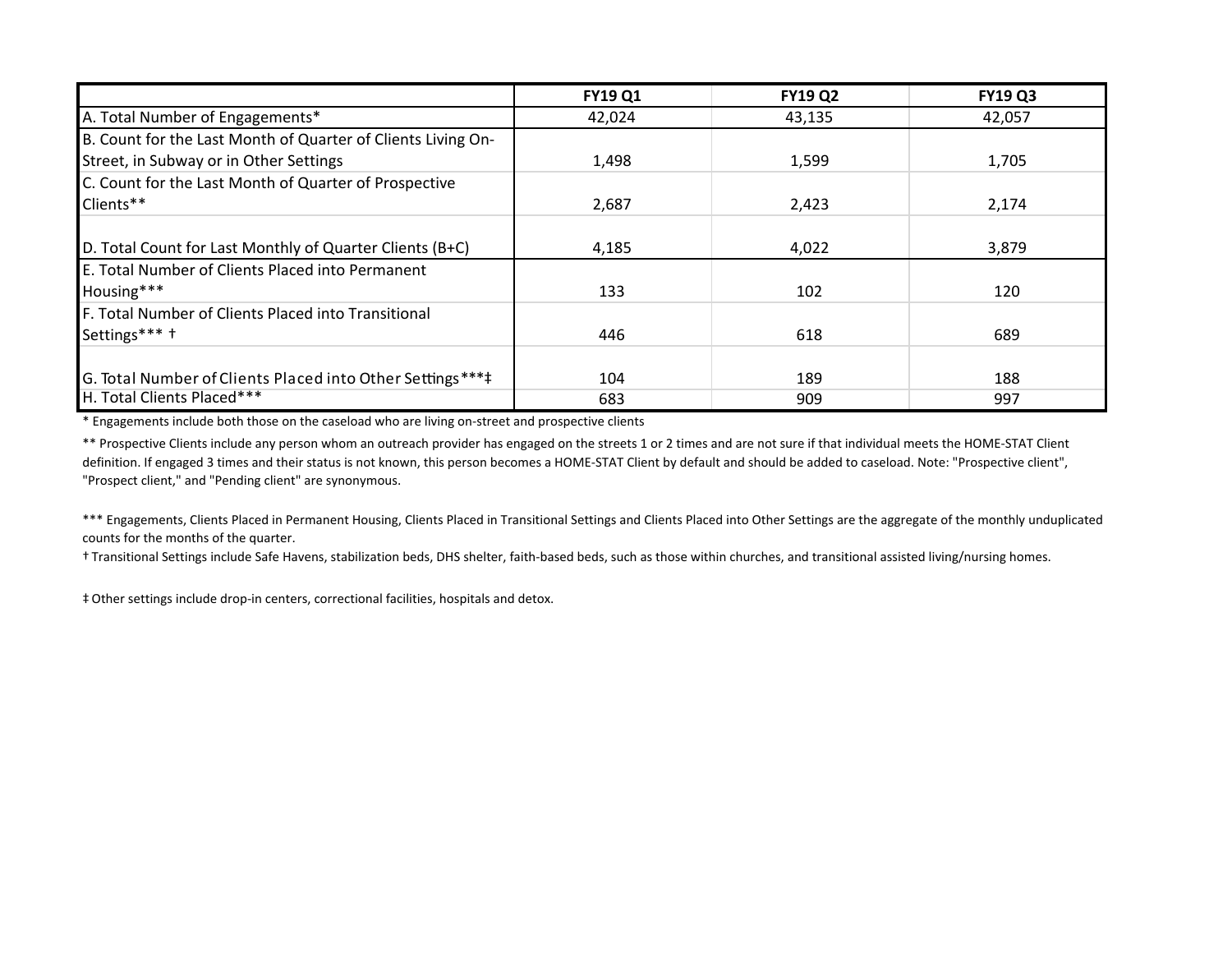| | FY19 Q1 | FY19 Q2 | FY19 Q3 |
|---|---|---|---|
| A. Total Number of Engagements* | 42,024 | 43,135 | 42,057 |
| B. Count for the Last Month of Quarter of Clients Living On-Street, in Subway or in Other Settings | 1,498 | 1,599 | 1,705 |
| C. Count for the Last Month of Quarter of Prospective Clients** | 2,687 | 2,423 | 2,174 |
| D. Total Count for Last Monthly of Quarter Clients (B+C) | 4,185 | 4,022 | 3,879 |
| E. Total Number of Clients Placed into Permanent Housing*** | 133 | 102 | 120 |
| F. Total Number of Clients Placed into Transitional Settings*** † | 446 | 618 | 689 |
| G. Total Number of Clients Placed into Other Settings***‡ | 104 | 189 | 188 |
| H. Total Clients Placed*** | 683 | 909 | 997 |

* Engagements include both those on the caseload who are living on-street and prospective clients

** Prospective Clients include any person whom an outreach provider has engaged on the streets 1 or 2 times and are not sure if that individual meets the HOME-STAT Client definition. If engaged 3 times and their status is not known, this person becomes a HOME-STAT Client by default and should be added to caseload. Note: "Prospective client", "Prospect client," and "Pending client" are synonymous.

*** Engagements, Clients Placed in Permanent Housing, Clients Placed in Transitional Settings and Clients Placed into Other Settings are the aggregate of the monthly unduplicated counts for the months of the quarter.

† Transitional Settings include Safe Havens, stabilization beds, DHS shelter, faith-based beds, such as those within churches, and transitional assisted living/nursing homes.

‡ Other settings include drop-in centers, correctional facilities, hospitals and detox.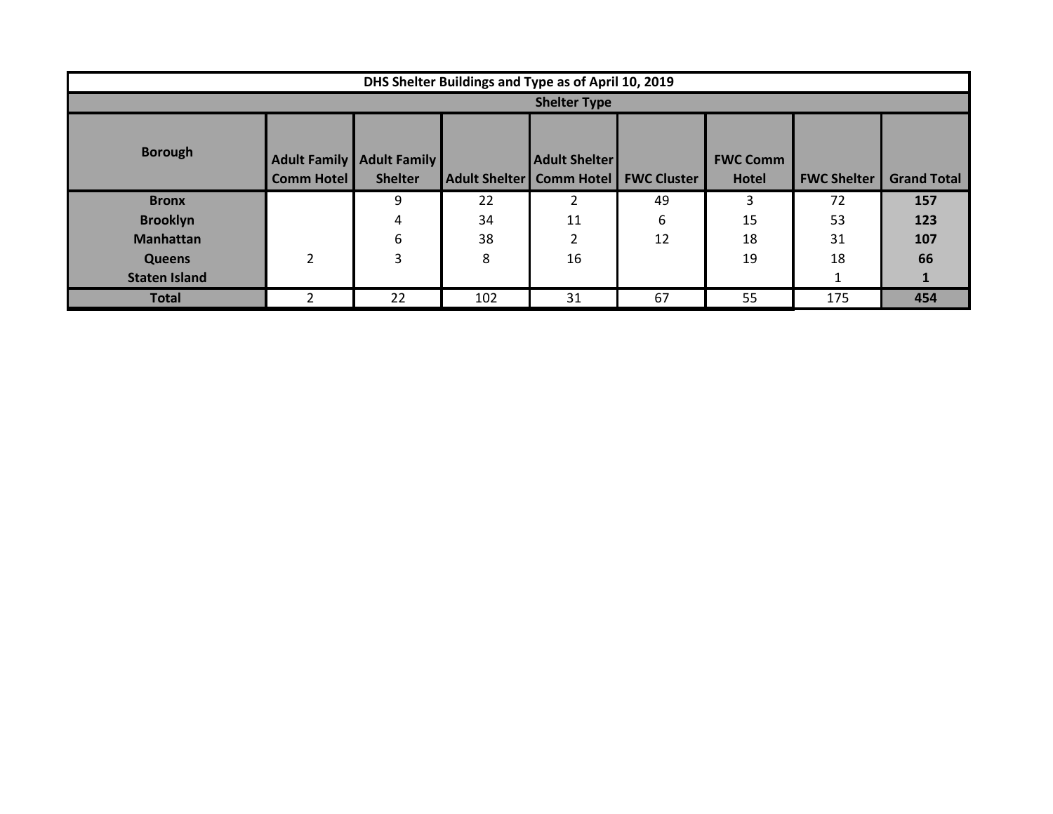| DHS Shelter Buildings and Type as of April 10, 2019 | | | | | | | | |
|---|---|---|---|---|---|---|---|---|
| | Shelter Type | | | | | | | |
| Borough | Adult Family Comm Hotel | Adult Family Shelter | Adult Shelter | Adult Shelter Comm Hotel | FWC Cluster | FWC Comm Hotel | FWC Shelter | Grand Total |
| **Bronx** | | 9 | 22 | 2 | 49 | 3 | 72 | **157** |
| **Brooklyn** | | 4 | 34 | 11 | 6 | 15 | 53 | **123** |
| **Manhattan** | | 6 | 38 | 2 | 12 | 18 | 31 | **107** |
| **Queens** | 2 | 3 | 8 | 16 | | 19 | 18 | **66** |
| **Staten Island** | | | | | | | 1 | **1** |
| **Total** | 2 | 22 | 102 | 31 | 67 | 55 | 175 | **454** |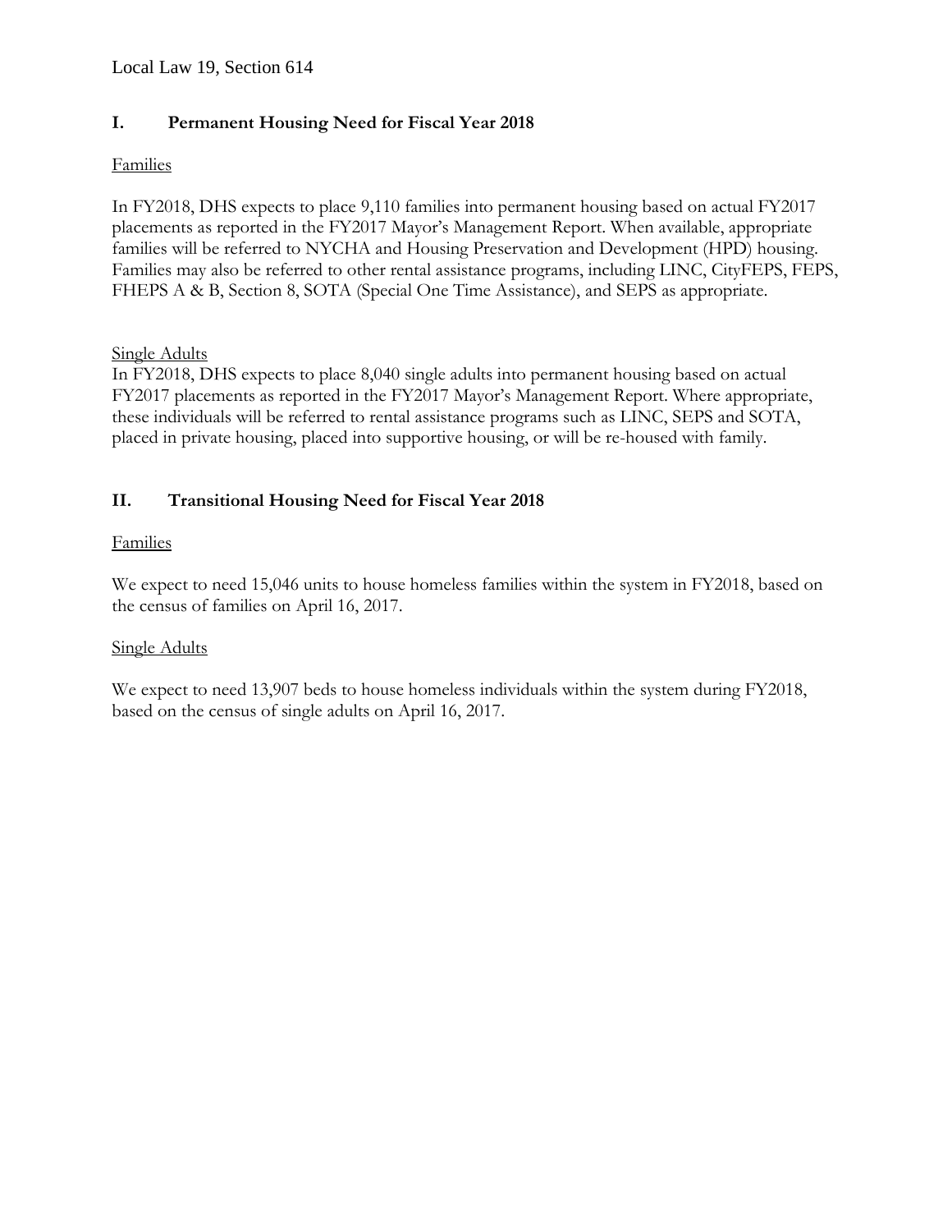Local Law 19, Section 614

## I. Permanent Housing Need for Fiscal Year 2018

Families

In FY2018, DHS expects to place 9,110 families into permanent housing based on actual FY2017 placements as reported in the FY2017 Mayor's Management Report. When available, appropriate families will be referred to NYCHA and Housing Preservation and Development (HPD) housing. Families may also be referred to other rental assistance programs, including LINC, CityFEPS, FEPS, FHEPS A & B, Section 8, SOTA (Special One Time Assistance), and SEPS as appropriate.

Single Adults

In FY2018, DHS expects to place 8,040 single adults into permanent housing based on actual FY2017 placements as reported in the FY2017 Mayor's Management Report. Where appropriate, these individuals will be referred to rental assistance programs such as LINC, SEPS and SOTA, placed in private housing, placed into supportive housing, or will be re-housed with family.

## II. Transitional Housing Need for Fiscal Year 2018

Families

We expect to need 15,046 units to house homeless families within the system in FY2018, based on the census of families on April 16, 2017.

Single Adults

We expect to need 13,907 beds to house homeless individuals within the system during FY2018, based on the census of single adults on April 16, 2017.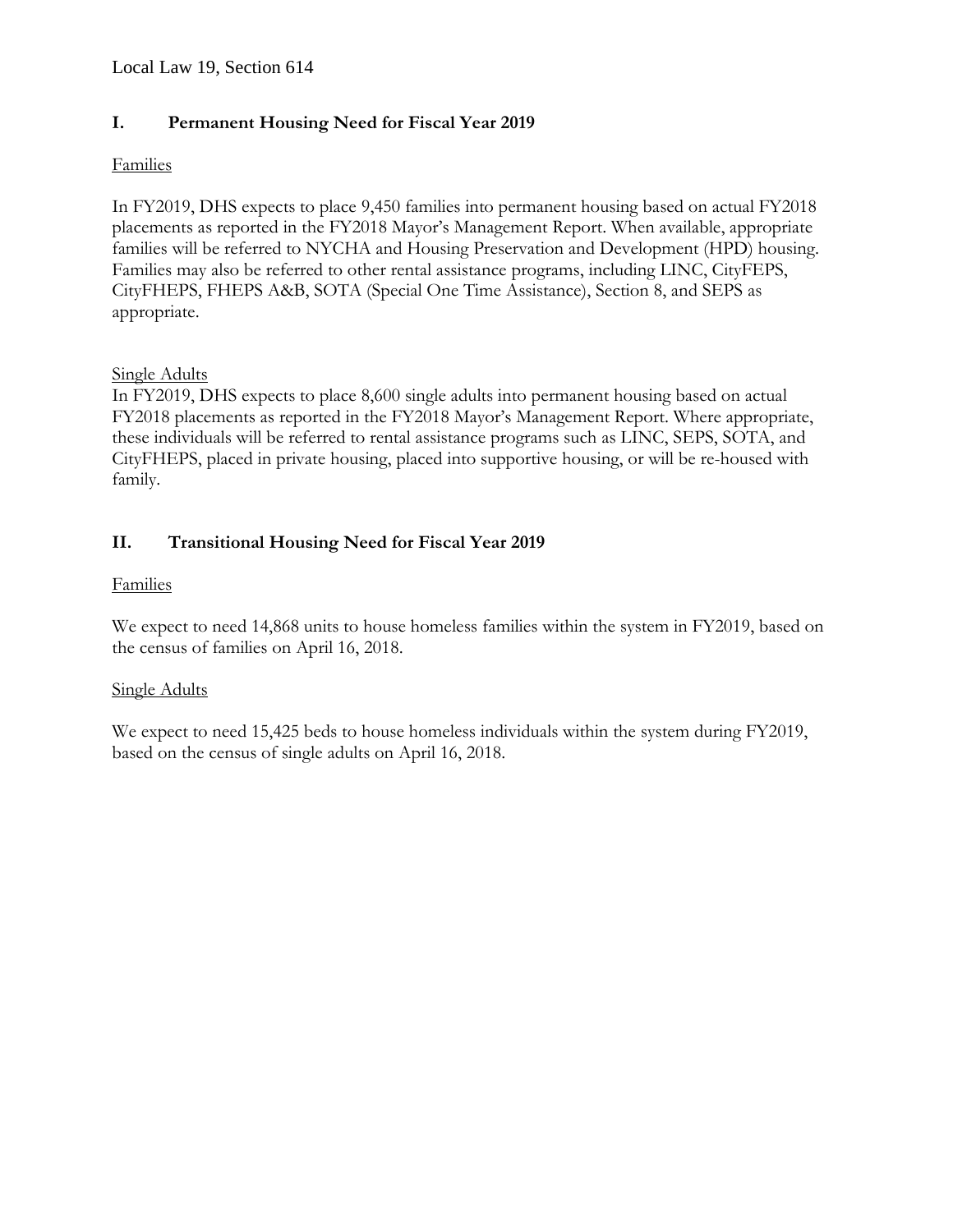Local Law 19, Section 614

## I. Permanent Housing Need for Fiscal Year 2019

Families

In FY2019, DHS expects to place 9,450 families into permanent housing based on actual FY2018 placements as reported in the FY2018 Mayor's Management Report. When available, appropriate families will be referred to NYCHA and Housing Preservation and Development (HPD) housing. Families may also be referred to other rental assistance programs, including LINC, CityFEPS, CityFHEPS, FHEPS A&B, SOTA (Special One Time Assistance), Section 8, and SEPS as appropriate.

Single Adults

In FY2019, DHS expects to place 8,600 single adults into permanent housing based on actual FY2018 placements as reported in the FY2018 Mayor's Management Report. Where appropriate, these individuals will be referred to rental assistance programs such as LINC, SEPS, SOTA, and CityFHEPS, placed in private housing, placed into supportive housing, or will be re-housed with family.

## II. Transitional Housing Need for Fiscal Year 2019

Families

We expect to need 14,868 units to house homeless families within the system in FY2019, based on the census of families on April 16, 2018.

Single Adults

We expect to need 15,425 beds to house homeless individuals within the system during FY2019, based on the census of single adults on April 16, 2018.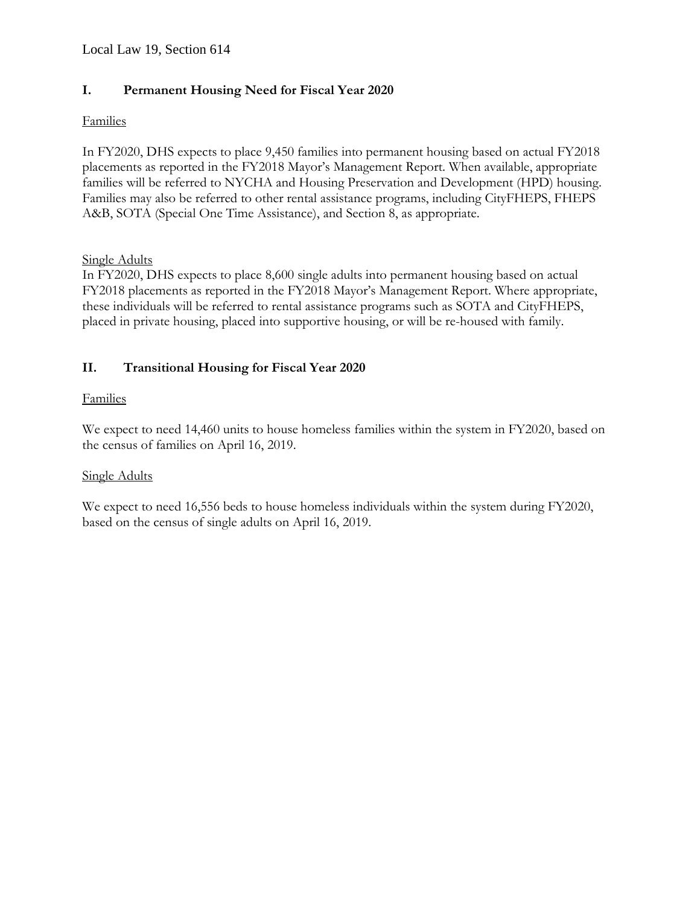Local Law 19, Section 614

## I. Permanent Housing Need for Fiscal Year 2020

Families

In FY2020, DHS expects to place 9,450 families into permanent housing based on actual FY2018 placements as reported in the FY2018 Mayor's Management Report. When available, appropriate families will be referred to NYCHA and Housing Preservation and Development (HPD) housing. Families may also be referred to other rental assistance programs, including CityFHEPS, FHEPS A&B, SOTA (Special One Time Assistance), and Section 8, as appropriate.

Single Adults

In FY2020, DHS expects to place 8,600 single adults into permanent housing based on actual FY2018 placements as reported in the FY2018 Mayor's Management Report. Where appropriate, these individuals will be referred to rental assistance programs such as SOTA and CityFHEPS, placed in private housing, placed into supportive housing, or will be re-housed with family.

## II. Transitional Housing for Fiscal Year 2020

Families

We expect to need 14,460 units to house homeless families within the system in FY2020, based on the census of families on April 16, 2019.

Single Adults

We expect to need 16,556 beds to house homeless individuals within the system during FY2020, based on the census of single adults on April 16, 2019.